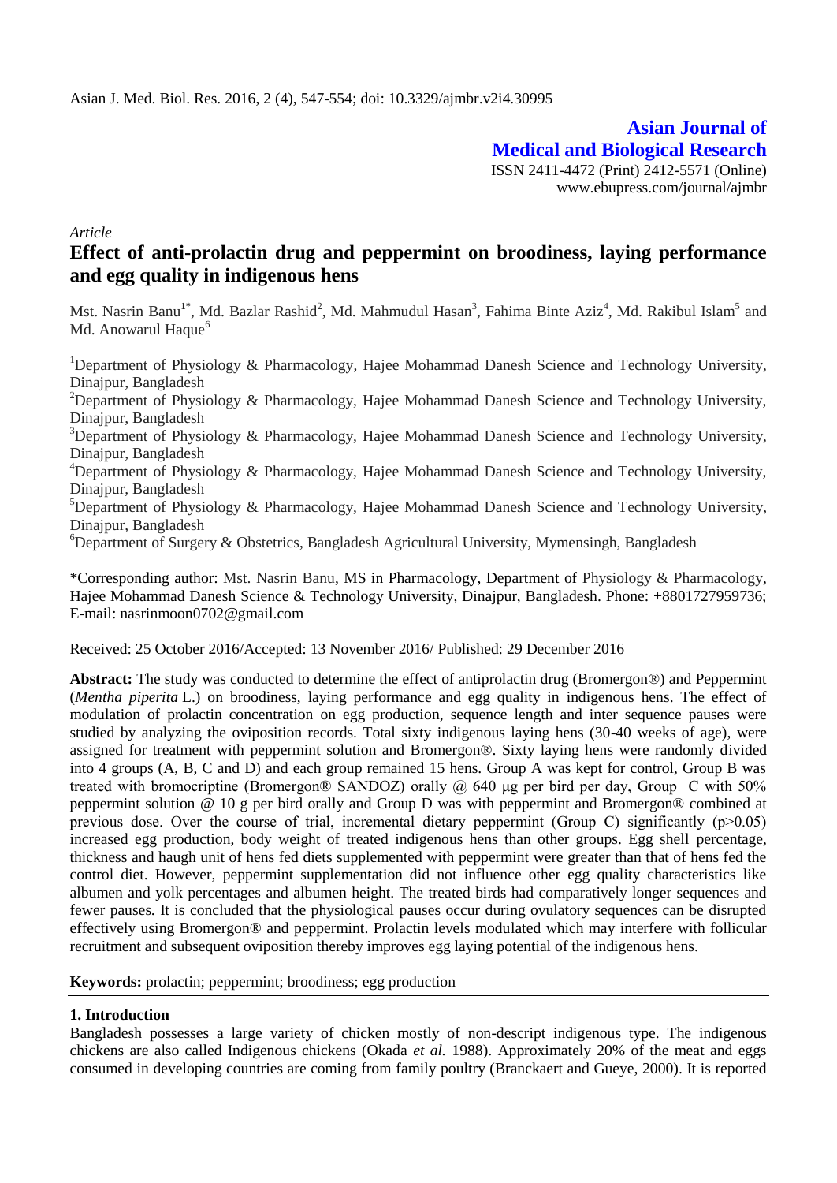Asian J. Med. Biol. Res. 2016, 2 (4), 547-554; doi: 10.3329/ajmbr.v2i4.30995

**Asian Journal of Medical and Biological Research**
ISSN 2411-4472 (Print) 2412-5571 (Online)
www.ebupress.com/journal/ajmbr

*Article*

# Effect of anti-prolactin drug and peppermint on broodiness, laying performance and egg quality in indigenous hens

Mst. Nasrin Banu[1*], Md. Bazlar Rashid[2], Md. Mahmudul Hasan[3], Fahima Binte Aziz[4], Md. Rakibul Islam[5] and Md. Anowarul Haque[6]

[1]Department of Physiology & Pharmacology, Hajee Mohammad Danesh Science and Technology University, Dinajpur, Bangladesh

[2]Department of Physiology & Pharmacology, Hajee Mohammad Danesh Science and Technology University, Dinajpur, Bangladesh

[3]Department of Physiology & Pharmacology, Hajee Mohammad Danesh Science and Technology University, Dinajpur, Bangladesh

[4]Department of Physiology & Pharmacology, Hajee Mohammad Danesh Science and Technology University, Dinajpur, Bangladesh

[5]Department of Physiology & Pharmacology, Hajee Mohammad Danesh Science and Technology University, Dinajpur, Bangladesh

[6]Department of Surgery & Obstetrics, Bangladesh Agricultural University, Mymensingh, Bangladesh

*Corresponding author: Mst. Nasrin Banu, MS in Pharmacology, Department of Physiology & Pharmacology, Hajee Mohammad Danesh Science & Technology University, Dinajpur, Bangladesh. Phone: +8801727959736; E-mail: nasrinmoon0702@gmail.com

Received: 25 October 2016/Accepted: 13 November 2016/ Published: 29 December 2016

**Abstract:** The study was conducted to determine the effect of antiprolactin drug (Bromergon®) and Peppermint (*Mentha piperita* L.) on broodiness, laying performance and egg quality in indigenous hens. The effect of modulation of prolactin concentration on egg production, sequence length and inter sequence pauses were studied by analyzing the oviposition records. Total sixty indigenous laying hens (30-40 weeks of age), were assigned for treatment with peppermint solution and Bromergon®. Sixty laying hens were randomly divided into 4 groups (A, B, C and D) and each group remained 15 hens. Group A was kept for control, Group B was treated with bromocriptine (Bromergon® SANDOZ) orally @ 640 µg per bird per day, Group C with 50% peppermint solution @ 10 g per bird orally and Group D was with peppermint and Bromergon® combined at previous dose. Over the course of trial, incremental dietary peppermint (Group C) significantly ($p>0.05$) increased egg production, body weight of treated indigenous hens than other groups. Egg shell percentage, thickness and haugh unit of hens fed diets supplemented with peppermint were greater than that of hens fed the control diet. However, peppermint supplementation did not influence other egg quality characteristics like albumen and yolk percentages and albumen height. The treated birds had comparatively longer sequences and fewer pauses. It is concluded that the physiological pauses occur during ovulatory sequences can be disrupted effectively using Bromergon® and peppermint. Prolactin levels modulated which may interfere with follicular recruitment and subsequent oviposition thereby improves egg laying potential of the indigenous hens.

**Keywords:** prolactin; peppermint; broodiness; egg production

## 1. Introduction

Bangladesh possesses a large variety of chicken mostly of non-descript indigenous type. The indigenous chickens are also called Indigenous chickens (Okada *et al.* 1988). Approximately 20% of the meat and eggs consumed in developing countries are coming from family poultry (Branckaert and Gueye, 2000). It is reported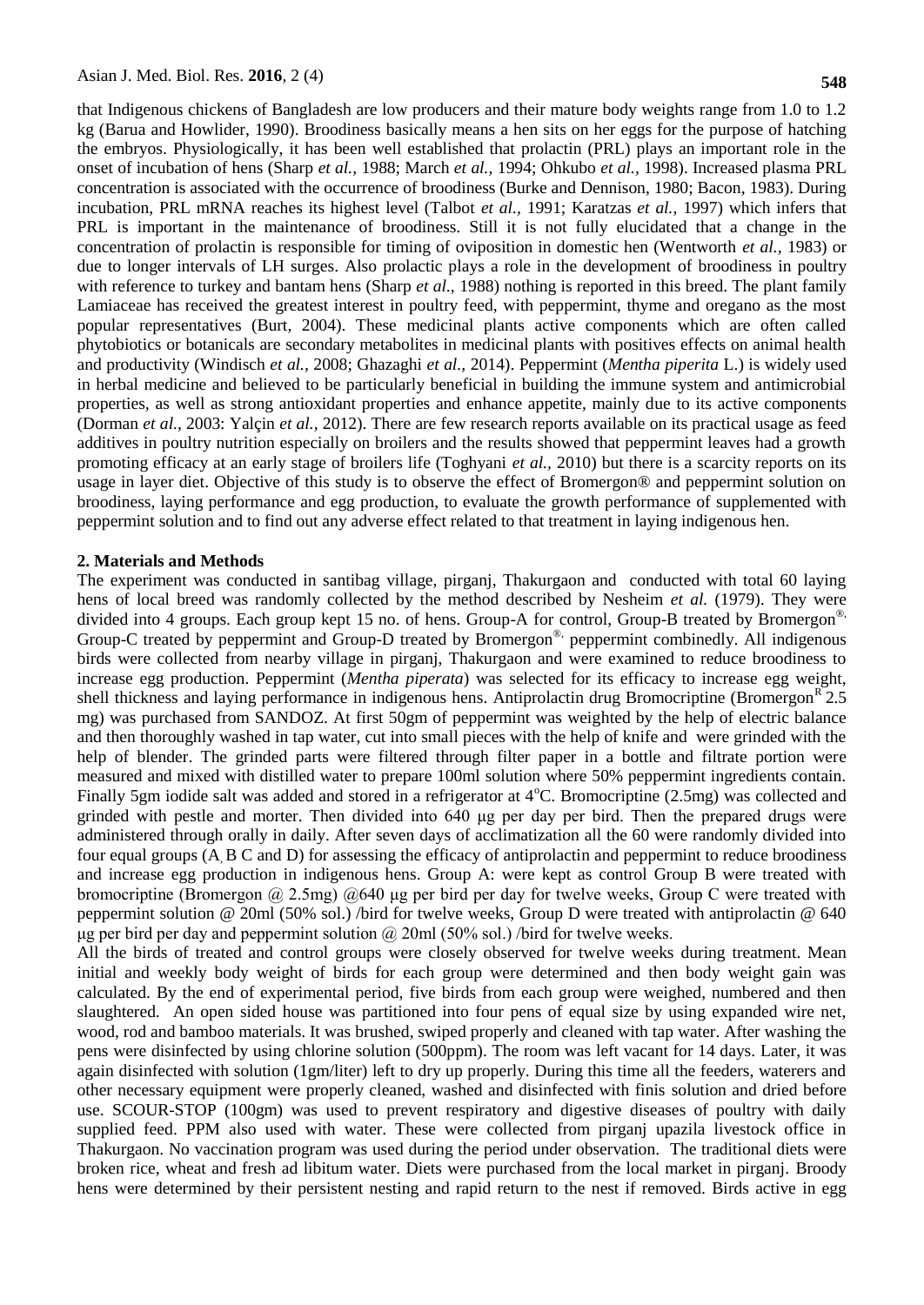that Indigenous chickens of Bangladesh are low producers and their mature body weights range from 1.0 to 1.2 kg (Barua and Howlider, 1990). Broodiness basically means a hen sits on her eggs for the purpose of hatching the embryos. Physiologically, it has been well established that prolactin (PRL) plays an important role in the onset of incubation of hens (Sharp *et al.,* 1988; March *et al.,* 1994; Ohkubo *et al.,* 1998). Increased plasma PRL concentration is associated with the occurrence of broodiness (Burke and Dennison, 1980; Bacon, 1983). During incubation, PRL mRNA reaches its highest level (Talbot *et al.,* 1991; Karatzas *et al.,* 1997) which infers that PRL is important in the maintenance of broodiness. Still it is not fully elucidated that a change in the concentration of prolactin is responsible for timing of oviposition in domestic hen (Wentworth *et al.,* 1983) or due to longer intervals of LH surges. Also prolactic plays a role in the development of broodiness in poultry with reference to turkey and bantam hens (Sharp *et al.,* 1988) nothing is reported in this breed. The plant family Lamiaceae has received the greatest interest in poultry feed, with peppermint, thyme and oregano as the most popular representatives (Burt, 2004). These medicinal plants active components which are often called phytobiotics or botanicals are secondary metabolites in medicinal plants with positives effects on animal health and productivity (Windisch *et al.,* 2008; Ghazaghi *et al.,* 2014). Peppermint (*Mentha piperita* L.) is widely used in herbal medicine and believed to be particularly beneficial in building the immune system and antimicrobial properties, as well as strong antioxidant properties and enhance appetite, mainly due to its active components (Dorman *et al.,* 2003: Yalçin *et al.,* 2012). There are few research reports available on its practical usage as feed additives in poultry nutrition especially on broilers and the results showed that peppermint leaves had a growth promoting efficacy at an early stage of broilers life (Toghyani *et al.,* 2010) but there is a scarcity reports on its usage in layer diet. Objective of this study is to observe the effect of Bromergon® and peppermint solution on broodiness, laying performance and egg production, to evaluate the growth performance of supplemented with peppermint solution and to find out any adverse effect related to that treatment in laying indigenous hen.

## 2. Materials and Methods

The experiment was conducted in santibag village, pirganj, Thakurgaon and conducted with total 60 laying hens of local breed was randomly collected by the method described by Nesheim *et al.* (1979). They were divided into 4 groups. Each group kept 15 no. of hens. Group-A for control, Group-B treated by Bromergon®, Group-C treated by peppermint and Group-D treated by Bromergon®, peppermint combinedly. All indigenous birds were collected from nearby village in pirganj, Thakurgaon and were examined to reduce broodiness to increase egg production. Peppermint (*Mentha piperata*) was selected for its efficacy to increase egg weight, shell thickness and laying performance in indigenous hens. Antiprolactin drug Bromocriptine (Bromergon® 2.5 mg) was purchased from SANDOZ. At first 50gm of peppermint was weighted by the help of electric balance and then thoroughly washed in tap water, cut into small pieces with the help of knife and were grinded with the help of blender. The grinded parts were filtered through filter paper in a bottle and filtrate portion were measured and mixed with distilled water to prepare 100ml solution where 50% peppermint ingredients contain. Finally 5gm iodide salt was added and stored in a refrigerator at 4°C. Bromocriptine (2.5mg) was collected and grinded with pestle and morter. Then divided into 640 μg per day per bird. Then the prepared drugs were administered through orally in daily. After seven days of acclimatization all the 60 were randomly divided into four equal groups (A, B C and D) for assessing the efficacy of antiprolactin and peppermint to reduce broodiness and increase egg production in indigenous hens. Group A: were kept as control Group B were treated with bromocriptine (Bromergon @ 2.5mg) @640 μg per bird per day for twelve weeks, Group C were treated with peppermint solution @ 20ml (50% sol.) /bird for twelve weeks, Group D were treated with antiprolactin @ 640 μg per bird per day and peppermint solution @ 20ml (50% sol.) /bird for twelve weeks.

All the birds of treated and control groups were closely observed for twelve weeks during treatment. Mean initial and weekly body weight of birds for each group were determined and then body weight gain was calculated. By the end of experimental period, five birds from each group were weighed, numbered and then slaughtered. An open sided house was partitioned into four pens of equal size by using expanded wire net, wood, rod and bamboo materials. It was brushed, swiped properly and cleaned with tap water. After washing the pens were disinfected by using chlorine solution (500ppm). The room was left vacant for 14 days. Later, it was again disinfected with solution (1gm/liter) left to dry up properly. During this time all the feeders, waterers and other necessary equipment were properly cleaned, washed and disinfected with finis solution and dried before use. SCOUR-STOP (100gm) was used to prevent respiratory and digestive diseases of poultry with daily supplied feed. PPM also used with water. These were collected from pirganj upazila livestock office in Thakurgaon. No vaccination program was used during the period under observation. The traditional diets were broken rice, wheat and fresh ad libitum water. Diets were purchased from the local market in pirganj. Broody hens were determined by their persistent nesting and rapid return to the nest if removed. Birds active in egg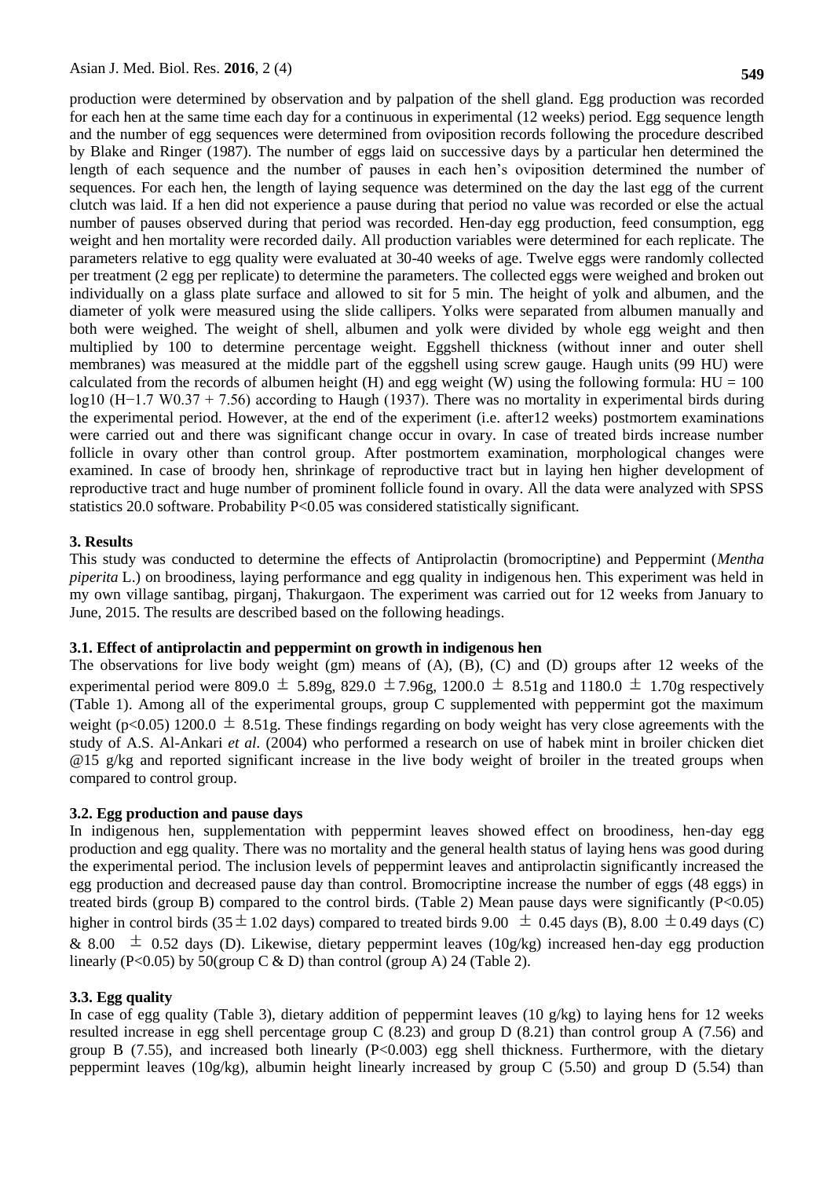production were determined by observation and by palpation of the shell gland. Egg production was recorded for each hen at the same time each day for a continuous in experimental (12 weeks) period. Egg sequence length and the number of egg sequences were determined from oviposition records following the procedure described by Blake and Ringer (1987). The number of eggs laid on successive days by a particular hen determined the length of each sequence and the number of pauses in each hen's oviposition determined the number of sequences. For each hen, the length of laying sequence was determined on the day the last egg of the current clutch was laid. If a hen did not experience a pause during that period no value was recorded or else the actual number of pauses observed during that period was recorded. Hen-day egg production, feed consumption, egg weight and hen mortality were recorded daily. All production variables were determined for each replicate. The parameters relative to egg quality were evaluated at 30-40 weeks of age. Twelve eggs were randomly collected per treatment (2 egg per replicate) to determine the parameters. The collected eggs were weighed and broken out individually on a glass plate surface and allowed to sit for 5 min. The height of yolk and albumen, and the diameter of yolk were measured using the slide callipers. Yolks were separated from albumen manually and both were weighed. The weight of shell, albumen and yolk were divided by whole egg weight and then multiplied by 100 to determine percentage weight. Eggshell thickness (without inner and outer shell membranes) was measured at the middle part of the eggshell using screw gauge. Haugh units (99 HU) were calculated from the records of albumen height (H) and egg weight (W) using the following formula: $HU = 100 \log10 (H-1.7 W^{0.37} + 7.56)$ according to Haugh (1937). There was no mortality in experimental birds during the experimental period. However, at the end of the experiment (i.e. after12 weeks) postmortem examinations were carried out and there was significant change occur in ovary. In case of treated birds increase number follicle in ovary other than control group. After postmortem examination, morphological changes were examined. In case of broody hen, shrinkage of reproductive tract but in laying hen higher development of reproductive tract and huge number of prominent follicle found in ovary. All the data were analyzed with SPSS statistics 20.0 software. Probability $P<0.05$ was considered statistically significant.

## 3. Results

This study was conducted to determine the effects of Antiprolactin (bromocriptine) and Peppermint (*Mentha piperita* L.) on broodiness, laying performance and egg quality in indigenous hen. This experiment was held in my own village santibag, pirganj, Thakurgaon. The experiment was carried out for 12 weeks from January to June, 2015. The results are described based on the following headings.

### 3.1. Effect of antiprolactin and peppermint on growth in indigenous hen

The observations for live body weight (gm) means of (A), (B), (C) and (D) groups after 12 weeks of the experimental period were 809.0 ± 5.89g, 829.0 ± 7.96g, 1200.0 ± 8.51g and 1180.0 ± 1.70g respectively (Table 1). Among all of the experimental groups, group C supplemented with peppermint got the maximum weight ($p<0.05$) 1200.0 ± 8.51g. These findings regarding on body weight has very close agreements with the study of A.S. Al-Ankari *et al.* (2004) who performed a research on use of habek mint in broiler chicken diet @15 g/kg and reported significant increase in the live body weight of broiler in the treated groups when compared to control group.

### 3.2. Egg production and pause days

In indigenous hen, supplementation with peppermint leaves showed effect on broodiness, hen-day egg production and egg quality. There was no mortality and the general health status of laying hens was good during the experimental period. The inclusion levels of peppermint leaves and antiprolactin significantly increased the egg production and decreased pause day than control. Bromocriptine increase the number of eggs (48 eggs) in treated birds (group B) compared to the control birds. (Table 2) Mean pause days were significantly ($P<0.05$) higher in control birds (35 ± 1.02 days) compared to treated birds 9.00 ± 0.45 days (B), 8.00 ± 0.49 days (C) & 8.00 ± 0.52 days (D). Likewise, dietary peppermint leaves (10g/kg) increased hen-day egg production linearly ($P<0.05$) by 50(group C & D) than control (group A) 24 (Table 2).

### 3.3. Egg quality

In case of egg quality (Table 3), dietary addition of peppermint leaves (10 g/kg) to laying hens for 12 weeks resulted increase in egg shell percentage group C (8.23) and group D (8.21) than control group A (7.56) and group B (7.55), and increased both linearly ($P<0.003$) egg shell thickness. Furthermore, with the dietary peppermint leaves (10g/kg), albumin height linearly increased by group C (5.50) and group D (5.54) than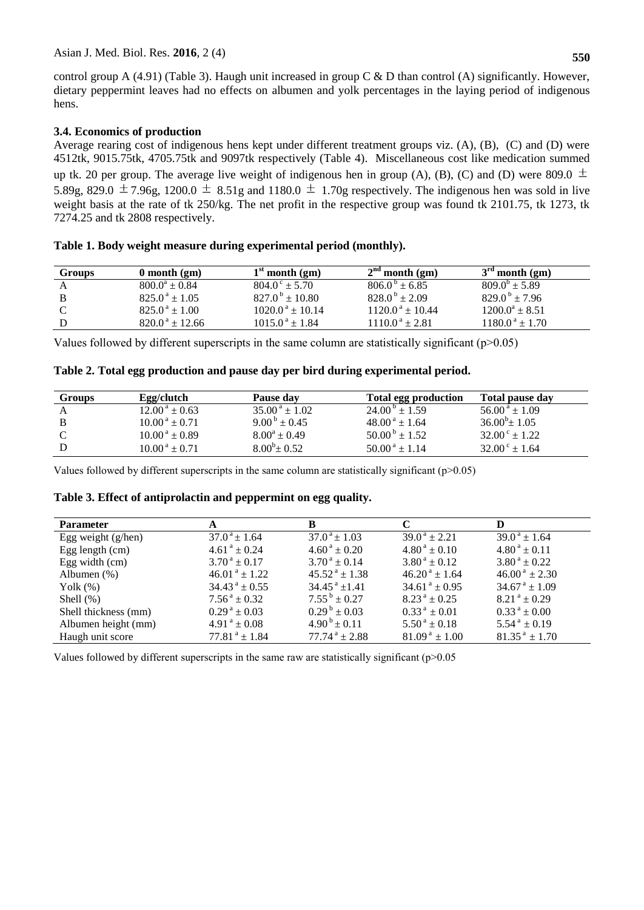control group A (4.91) (Table 3). Haugh unit increased in group C & D than control (A) significantly. However, dietary peppermint leaves had no effects on albumen and yolk percentages in the laying period of indigenous hens.

### 3.4. Economics of production

Average rearing cost of indigenous hens kept under different treatment groups viz. (A), (B), (C) and (D) were 4512tk, 9015.75tk, 4705.75tk and 9097tk respectively (Table 4). Miscellaneous cost like medication summed up tk. 20 per group. The average live weight of indigenous hen in group (A), (B), (C) and (D) were 809.0 ± 5.89g, 829.0 ± 7.96g, 1200.0 ± 8.51g and 1180.0 ± 1.70g respectively. The indigenous hen was sold in live weight basis at the rate of tk 250/kg. The net profit in the respective group was found tk 2101.75, tk 1273, tk 7274.25 and tk 2808 respectively.

**Table 1. Body weight measure during experimental period (monthly).**

| Groups | 0 month (gm) | 1st month (gm) | 2nd month (gm) | 3rd month (gm) |
|---|---|---|---|---|
| A | $800.0^a \pm 0.84$ | $804.0^c \pm 5.70$ | $806.0^b \pm 6.85$ | $809.0^b \pm 5.89$ |
| B | $825.0^a \pm 1.05$ | $827.0^b \pm 10.80$ | $828.0^b \pm 2.09$ | $829.0^b \pm 7.96$ |
| C | $825.0^a \pm 1.00$ | $1020.0^a \pm 10.14$ | $1120.0^a \pm 10.44$ | $1200.0^a \pm 8.51$ |
| D | $820.0^a \pm 12.66$ | $1015.0^a \pm 1.84$ | $1110.0^a \pm 2.81$ | $1180.0^a \pm 1.70$ |

Values followed by different superscripts in the same column are statistically significant ($p>0.05$)

**Table 2. Total egg production and pause day per bird during experimental period.**

| Groups | Egg/clutch | Pause day | Total egg production | Total pause day |
|---|---|---|---|---|
| A | $12.00^a \pm 0.63$ | $35.00^a \pm 1.02$ | $24.00^b \pm 1.59$ | $56.00^a \pm 1.09$ |
| B | $10.00^a \pm 0.71$ | $9.00^b \pm 0.45$ | $48.00^a \pm 1.64$ | $36.00^b \pm 1.05$ |
| C | $10.00^a \pm 0.89$ | $8.00^a \pm 0.49$ | $50.00^b \pm 1.52$ | $32.00^c \pm 1.22$ |
| D | $10.00^a \pm 0.71$ | $8.00^b \pm 0.52$ | $50.00^a \pm 1.14$ | $32.00^c \pm 1.64$ |

Values followed by different superscripts in the same column are statistically significant ($p>0.05$)

**Table 3. Effect of antiprolactin and peppermint on egg quality.**

| Parameter | A | B | C | D |
|---|---|---|---|---|
| Egg weight (g/hen) | $37.0^a \pm 1.64$ | $37.0^a \pm 1.03$ | $39.0^a \pm 2.21$ | $39.0^a \pm 1.64$ |
| Egg length (cm) | $4.61^a \pm 0.24$ | $4.60^a \pm 0.20$ | $4.80^a \pm 0.10$ | $4.80^a \pm 0.11$ |
| Egg width (cm) | $3.70^a \pm 0.17$ | $3.70^a \pm 0.14$ | $3.80^a \pm 0.12$ | $3.80^a \pm 0.22$ |
| Albumen (%) | $46.01^a \pm 1.22$ | $45.52^a \pm 1.38$ | $46.20^a \pm 1.64$ | $46.00^a \pm 2.30$ |
| Yolk (%) | $34.43^a \pm 0.55$ | $34.45^a \pm 1.41$ | $34.61^a \pm 0.95$ | $34.67^a \pm 1.09$ |
| Shell (%) | $7.56^a \pm 0.32$ | $7.55^b \pm 0.27$ | $8.23^a \pm 0.25$ | $8.21^a \pm 0.29$ |
| Shell thickness (mm) | $0.29^a \pm 0.03$ | $0.29^b \pm 0.03$ | $0.33^a \pm 0.01$ | $0.33^a \pm 0.00$ |
| Albumen height (mm) | $4.91^a \pm 0.08$ | $4.90^b \pm 0.11$ | $5.50^a \pm 0.18$ | $5.54^a \pm 0.19$ |
| Haugh unit score | $77.81^a \pm 1.84$ | $77.74^a \pm 2.88$ | $81.09^a \pm 1.00$ | $81.35^a \pm 1.70$ |

Values followed by different superscripts in the same raw are statistically significant ($p>0.05$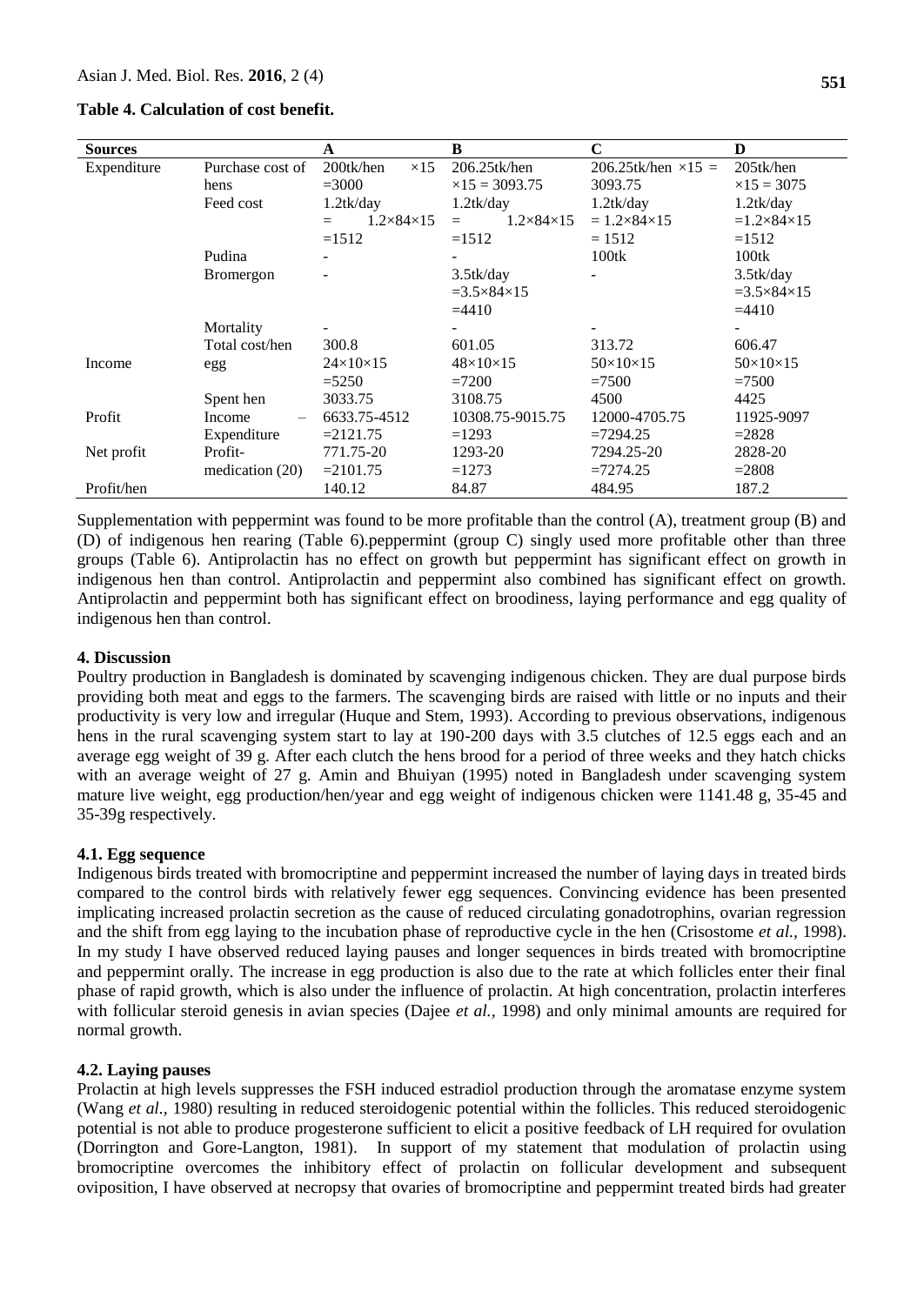**Table 4. Calculation of cost benefit.**

| Sources | | A | B | C | D |
|---|---|---|---|---|---|
| Expenditure | Purchase cost of hens | 200tk/hen ×15 =3000 | 206.25tk/hen ×15 = 3093.75 | 206.25tk/hen ×15 = 3093.75 | 205tk/hen ×15 = 3075 |
| | Feed cost | 1.2tk/day = 1.2×84×15 =1512 | 1.2tk/day = 1.2×84×15 =1512 | 1.2tk/day = 1.2×84×15 = 1512 | 1.2tk/day =1.2×84×15 =1512 |
| | Pudina | - | - | 100tk | 100tk |
| | Bromergon | - | 3.5tk/day =3.5×84×15 =4410 | - | 3.5tk/day =3.5×84×15 =4410 |
| | Mortality | - | - | - | - |
| | Total cost/hen | 300.8 | 601.05 | 313.72 | 606.47 |
| Income | egg | 24×10×15 =5250 | 48×10×15 =7200 | 50×10×15 =7500 | 50×10×15 =7500 |
| | Spent hen | 3033.75 | 3108.75 | 4500 | 4425 |
| Profit | Income – Expenditure | 6633.75-4512 =2121.75 | 10308.75-9015.75 =1293 | 12000-4705.75 =7294.25 | 11925-9097 =2828 |
| Net profit | Profit-medication (20) | 771.75-20 =2101.75 | 1293-20 =1273 | 7294.25-20 =7274.25 | 2828-20 =2808 |
| Profit/hen | | 140.12 | 84.87 | 484.95 | 187.2 |

Supplementation with peppermint was found to be more profitable than the control (A), treatment group (B) and (D) of indigenous hen rearing (Table 6).peppermint (group C) singly used more profitable other than three groups (Table 6). Antiprolactin has no effect on growth but peppermint has significant effect on growth in indigenous hen than control. Antiprolactin and peppermint also combined has significant effect on growth. Antiprolactin and peppermint both has significant effect on broodiness, laying performance and egg quality of indigenous hen than control.

## 4. Discussion

Poultry production in Bangladesh is dominated by scavenging indigenous chicken. They are dual purpose birds providing both meat and eggs to the farmers. The scavenging birds are raised with little or no inputs and their productivity is very low and irregular (Huque and Stem, 1993). According to previous observations, indigenous hens in the rural scavenging system start to lay at 190-200 days with 3.5 clutches of 12.5 eggs each and an average egg weight of 39 g. After each clutch the hens brood for a period of three weeks and they hatch chicks with an average weight of 27 g. Amin and Bhuiyan (1995) noted in Bangladesh under scavenging system mature live weight, egg production/hen/year and egg weight of indigenous chicken were 1141.48 g, 35-45 and 35-39g respectively.

### 4.1. Egg sequence

Indigenous birds treated with bromocriptine and peppermint increased the number of laying days in treated birds compared to the control birds with relatively fewer egg sequences. Convincing evidence has been presented implicating increased prolactin secretion as the cause of reduced circulating gonadotrophins, ovarian regression and the shift from egg laying to the incubation phase of reproductive cycle in the hen (Crisostome *et al.*, 1998). In my study I have observed reduced laying pauses and longer sequences in birds treated with bromocriptine and peppermint orally. The increase in egg production is also due to the rate at which follicles enter their final phase of rapid growth, which is also under the influence of prolactin. At high concentration, prolactin interferes with follicular steroid genesis in avian species (Dajee *et al.,* 1998) and only minimal amounts are required for normal growth.

### 4.2. Laying pauses

Prolactin at high levels suppresses the FSH induced estradiol production through the aromatase enzyme system (Wang *et al.,* 1980) resulting in reduced steroidogenic potential within the follicles. This reduced steroidogenic potential is not able to produce progesterone sufficient to elicit a positive feedback of LH required for ovulation (Dorrington and Gore-Langton, 1981). In support of my statement that modulation of prolactin using bromocriptine overcomes the inhibitory effect of prolactin on follicular development and subsequent oviposition, I have observed at necropsy that ovaries of bromocriptine and peppermint treated birds had greater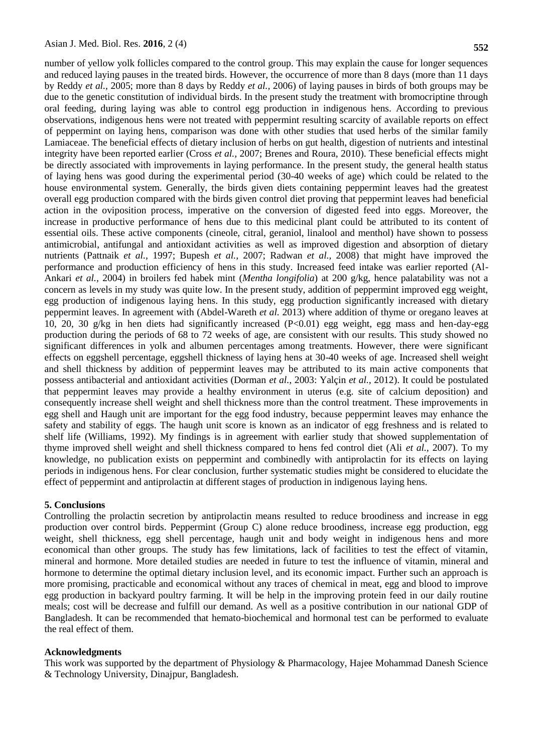number of yellow yolk follicles compared to the control group. This may explain the cause for longer sequences and reduced laying pauses in the treated birds. However, the occurrence of more than 8 days (more than 11 days by Reddy *et al.,* 2005; more than 8 days by Reddy *et al.,* 2006) of laying pauses in birds of both groups may be due to the genetic constitution of individual birds. In the present study the treatment with bromocriptine through oral feeding, during laying was able to control egg production in indigenous hens. According to previous observations, indigenous hens were not treated with peppermint resulting scarcity of available reports on effect of peppermint on laying hens, comparison was done with other studies that used herbs of the similar family Lamiaceae. The beneficial effects of dietary inclusion of herbs on gut health, digestion of nutrients and intestinal integrity have been reported earlier (Cross *et al.,* 2007; Brenes and Roura, 2010). These beneficial effects might be directly associated with improvements in laying performance. In the present study, the general health status of laying hens was good during the experimental period (30-40 weeks of age) which could be related to the house environmental system. Generally, the birds given diets containing peppermint leaves had the greatest overall egg production compared with the birds given control diet proving that peppermint leaves had beneficial action in the oviposition process, imperative on the conversion of digested feed into eggs. Moreover, the increase in productive performance of hens due to this medicinal plant could be attributed to its content of essential oils. These active components (cineole, citral, geraniol, linalool and menthol) have shown to possess antimicrobial, antifungal and antioxidant activities as well as improved digestion and absorption of dietary nutrients (Pattnaik *et al.,* 1997; Bupesh *et al.,* 2007; Radwan *et al.,* 2008) that might have improved the performance and production efficiency of hens in this study. Increased feed intake was earlier reported (Al-Ankari *et al.,* 2004) in broilers fed habek mint (*Mentha longifolia*) at 200 g/kg, hence palatability was not a concern as levels in my study was quite low. In the present study, addition of peppermint improved egg weight, egg production of indigenous laying hens. In this study, egg production significantly increased with dietary peppermint leaves. In agreement with (Abdel-Wareth *et al.* 2013) where addition of thyme or oregano leaves at 10, 20, 30 g/kg in hen diets had significantly increased ($P<0.01$) egg weight, egg mass and hen-day-egg production during the periods of 68 to 72 weeks of age, are consistent with our results. This study showed no significant differences in yolk and albumen percentages among treatments. However, there were significant effects on eggshell percentage, eggshell thickness of laying hens at 30-40 weeks of age. Increased shell weight and shell thickness by addition of peppermint leaves may be attributed to its main active components that possess antibacterial and antioxidant activities (Dorman *et al.,* 2003: Yalçin *et al.,* 2012). It could be postulated that peppermint leaves may provide a healthy environment in uterus (e.g. site of calcium deposition) and consequently increase shell weight and shell thickness more than the control treatment. These improvements in egg shell and Haugh unit are important for the egg food industry, because peppermint leaves may enhance the safety and stability of eggs. The haugh unit score is known as an indicator of egg freshness and is related to shelf life (Williams, 1992). My findings is in agreement with earlier study that showed supplementation of thyme improved shell weight and shell thickness compared to hens fed control diet (Ali *et al.,* 2007). To my knowledge, no publication exists on peppermint and combinedly with antiprolactin for its effects on laying periods in indigenous hens. For clear conclusion, further systematic studies might be considered to elucidate the effect of peppermint and antiprolactin at different stages of production in indigenous laying hens.

## 5. Conclusions

Controlling the prolactin secretion by antiprolactin means resulted to reduce broodiness and increase in egg production over control birds. Peppermint (Group C) alone reduce broodiness, increase egg production, egg weight, shell thickness, egg shell percentage, haugh unit and body weight in indigenous hens and more economical than other groups. The study has few limitations, lack of facilities to test the effect of vitamin, mineral and hormone. More detailed studies are needed in future to test the influence of vitamin, mineral and hormone to determine the optimal dietary inclusion level, and its economic impact. Further such an approach is more promising, practicable and economical without any traces of chemical in meat, egg and blood to improve egg production in backyard poultry farming. It will be help in the improving protein feed in our daily routine meals; cost will be decrease and fulfill our demand. As well as a positive contribution in our national GDP of Bangladesh. It can be recommended that hemato-biochemical and hormonal test can be performed to evaluate the real effect of them.

## Acknowledgments

This work was supported by the department of Physiology & Pharmacology, Hajee Mohammad Danesh Science & Technology University, Dinajpur, Bangladesh.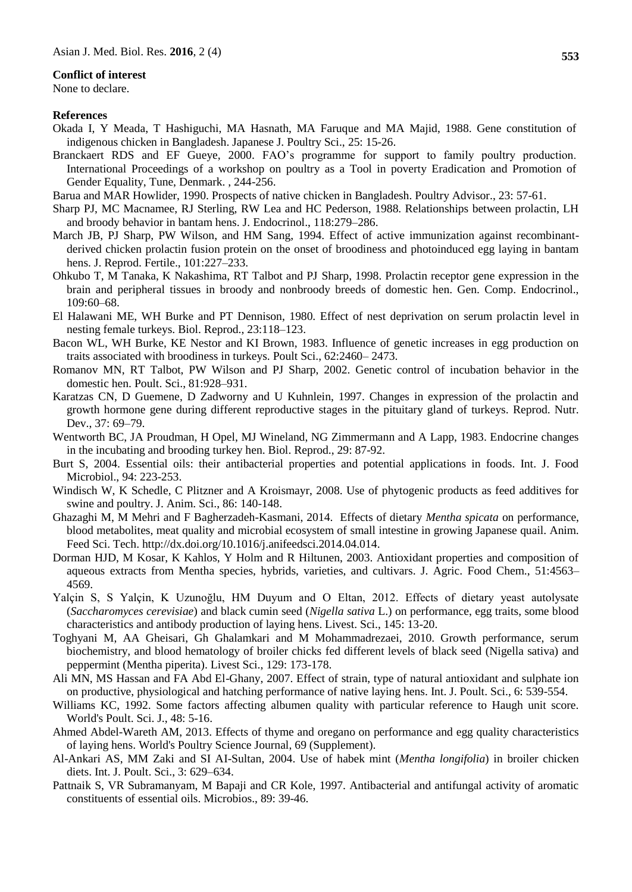**Conflict of interest**

None to declare.

**References**

Okada I, Y Meada, T Hashiguchi, MA Hasnath, MA Faruque and MA Majid, 1988. Gene constitution of indigenous chicken in Bangladesh. Japanese J. Poultry Sci., 25: 15-26.

Branckaert RDS and EF Gueye, 2000. FAO's programme for support to family poultry production. International Proceedings of a workshop on poultry as a Tool in poverty Eradication and Promotion of Gender Equality, Tune, Denmark. , 244-256.

Barua and MAR Howlider, 1990. Prospects of native chicken in Bangladesh. Poultry Advisor., 23: 57-61.

Sharp PJ, MC Macnamee, RJ Sterling, RW Lea and HC Pederson, 1988. Relationships between prolactin, LH and broody behavior in bantam hens. J. Endocrinol., 118:279–286.

March JB, PJ Sharp, PW Wilson, and HM Sang, 1994. Effect of active immunization against recombinant-derived chicken prolactin fusion protein on the onset of broodiness and photoinduced egg laying in bantam hens. J. Reprod. Fertile., 101:227–233.

Ohkubo T, M Tanaka, K Nakashima, RT Talbot and PJ Sharp, 1998. Prolactin receptor gene expression in the brain and peripheral tissues in broody and nonbroody breeds of domestic hen. Gen. Comp. Endocrinol., 109:60–68.

El Halawani ME, WH Burke and PT Dennison, 1980. Effect of nest deprivation on serum prolactin level in nesting female turkeys. Biol. Reprod., 23:118–123.

Bacon WL, WH Burke, KE Nestor and KI Brown, 1983. Influence of genetic increases in egg production on traits associated with broodiness in turkeys. Poult Sci., 62:2460– 2473.

Romanov MN, RT Talbot, PW Wilson and PJ Sharp, 2002. Genetic control of incubation behavior in the domestic hen. Poult. Sci., 81:928–931.

Karatzas CN, D Guemene, D Zadworny and U Kuhnlein, 1997. Changes in expression of the prolactin and growth hormone gene during different reproductive stages in the pituitary gland of turkeys. Reprod. Nutr. Dev., 37: 69–79.

Wentworth BC, JA Proudman, H Opel, MJ Wineland, NG Zimmermann and A Lapp, 1983. Endocrine changes in the incubating and brooding turkey hen. Biol. Reprod., 29: 87-92.

Burt S, 2004. Essential oils: their antibacterial properties and potential applications in foods. Int. J. Food Microbiol., 94: 223-253.

Windisch W, K Schedle, C Plitzner and A Kroismayr, 2008. Use of phytogenic products as feed additives for swine and poultry. J. Anim. Sci., 86: 140-148.

Ghazaghi M, M Mehri and F Bagherzadeh-Kasmani, 2014. Effects of dietary *Mentha spicata* on performance, blood metabolites, meat quality and microbial ecosystem of small intestine in growing Japanese quail. Anim. Feed Sci. Tech. http://dx.doi.org/10.1016/j.anifeedsci.2014.04.014.

Dorman HJD, M Kosar, K Kahlos, Y Holm and R Hiltunen, 2003. Antioxidant properties and composition of aqueous extracts from Mentha species, hybrids, varieties, and cultivars. J. Agric. Food Chem., 51:4563–4569.

Yalçin S, S Yalçin, K Uzunoğlu, HM Duyum and O Eltan, 2012. Effects of dietary yeast autolysate (*Saccharomyces cerevisiae*) and black cumin seed (*Nigella sativa* L.) on performance, egg traits, some blood characteristics and antibody production of laying hens. Livest. Sci., 145: 13-20.

Toghyani M, AA Gheisari, Gh Ghalamkari and M Mohammadrezaei, 2010. Growth performance, serum biochemistry, and blood hematology of broiler chicks fed different levels of black seed (Nigella sativa) and peppermint (Mentha piperita). Livest Sci., 129: 173-178.

Ali MN, MS Hassan and FA Abd El-Ghany, 2007. Effect of strain, type of natural antioxidant and sulphate ion on productive, physiological and hatching performance of native laying hens. Int. J. Poult. Sci., 6: 539-554.

Williams KC, 1992. Some factors affecting albumen quality with particular reference to Haugh unit score. World's Poult. Sci. J., 48: 5-16.

Ahmed Abdel-Wareth AM, 2013. Effects of thyme and oregano on performance and egg quality characteristics of laying hens. World's Poultry Science Journal, 69 (Supplement).

Al-Ankari AS, MM Zaki and SI AI-Sultan, 2004. Use of habek mint (*Mentha longifolia*) in broiler chicken diets. Int. J. Poult. Sci., 3: 629–634.

Pattnaik S, VR Subramanyam, M Bapaji and CR Kole, 1997. Antibacterial and antifungal activity of aromatic constituents of essential oils. Microbios., 89: 39-46.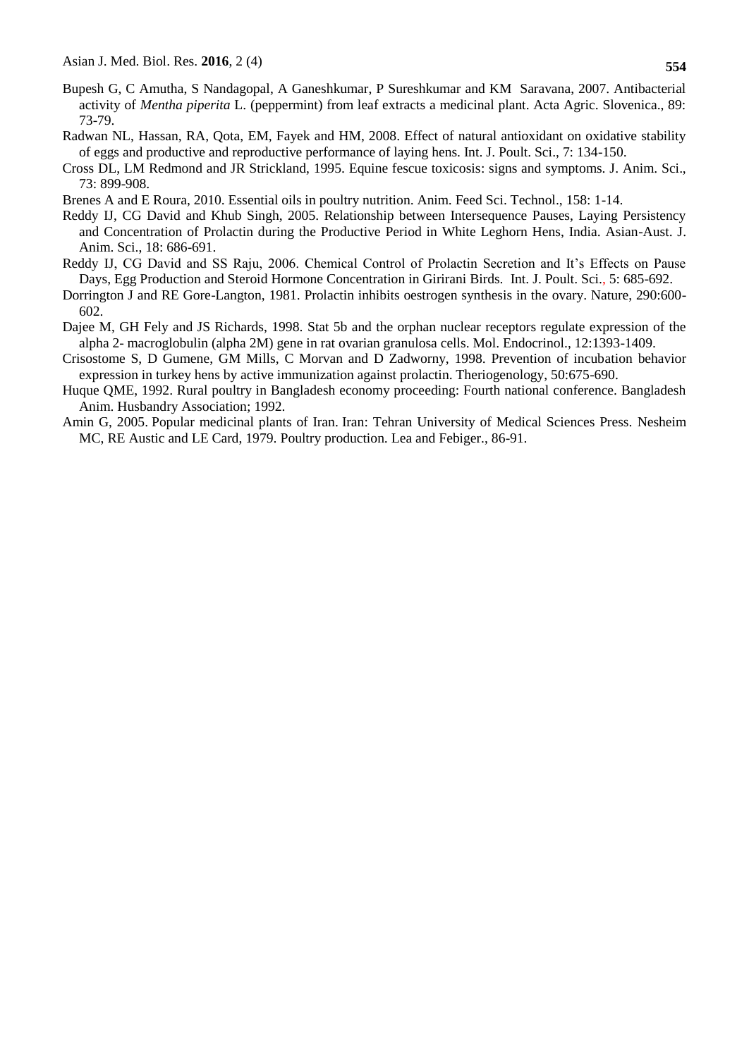Bupesh G, C Amutha, S Nandagopal, A Ganeshkumar, P Sureshkumar and KM Saravana, 2007. Antibacterial activity of *Mentha piperita* L. (peppermint) from leaf extracts a medicinal plant. Acta Agric. Slovenica., 89: 73-79.

Radwan NL, Hassan, RA, Qota, EM, Fayek and HM, 2008. Effect of natural antioxidant on oxidative stability of eggs and productive and reproductive performance of laying hens. Int. J. Poult. Sci., 7: 134-150.

Cross DL, LM Redmond and JR Strickland, 1995. Equine fescue toxicosis: signs and symptoms. J. Anim. Sci., 73: 899-908.

Brenes A and E Roura, 2010. Essential oils in poultry nutrition. Anim. Feed Sci. Technol., 158: 1-14.

Reddy IJ, CG David and Khub Singh, 2005. Relationship between Intersequence Pauses, Laying Persistency and Concentration of Prolactin during the Productive Period in White Leghorn Hens, India. Asian-Aust. J. Anim. Sci., 18: 686-691.

Reddy IJ, CG David and SS Raju, 2006. Chemical Control of Prolactin Secretion and It's Effects on Pause Days, Egg Production and Steroid Hormone Concentration in Girirani Birds. Int. J. Poult. Sci., 5: 685-692.

Dorrington J and RE Gore-Langton, 1981. Prolactin inhibits oestrogen synthesis in the ovary. Nature, 290:600-602.

Dajee M, GH Fely and JS Richards, 1998. Stat 5b and the orphan nuclear receptors regulate expression of the alpha 2- macroglobulin (alpha 2M) gene in rat ovarian granulosa cells. Mol. Endocrinol., 12:1393-1409.

Crisostome S, D Gumene, GM Mills, C Morvan and D Zadworny, 1998. Prevention of incubation behavior expression in turkey hens by active immunization against prolactin. Theriogenology, 50:675-690.

Huque QME, 1992. Rural poultry in Bangladesh economy proceeding: Fourth national conference. Bangladesh Anim. Husbandry Association; 1992.

Amin G, 2005. Popular medicinal plants of Iran. Iran: Tehran University of Medical Sciences Press. Nesheim MC, RE Austic and LE Card, 1979. Poultry production. Lea and Febiger., 86-91.